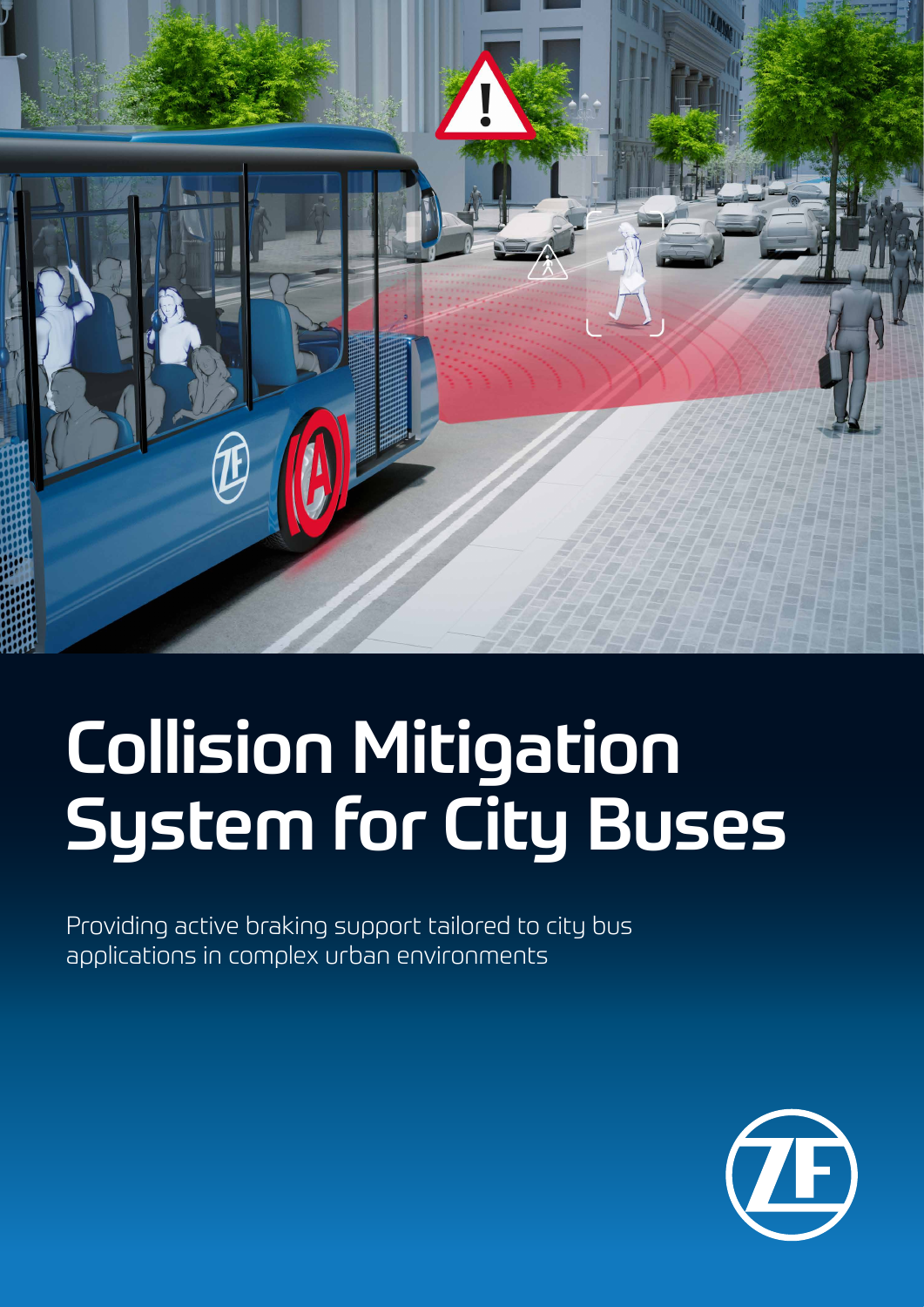# Collision Mitigation System for City Buses

Providing active braking support tailored to city bus applications in complex urban environments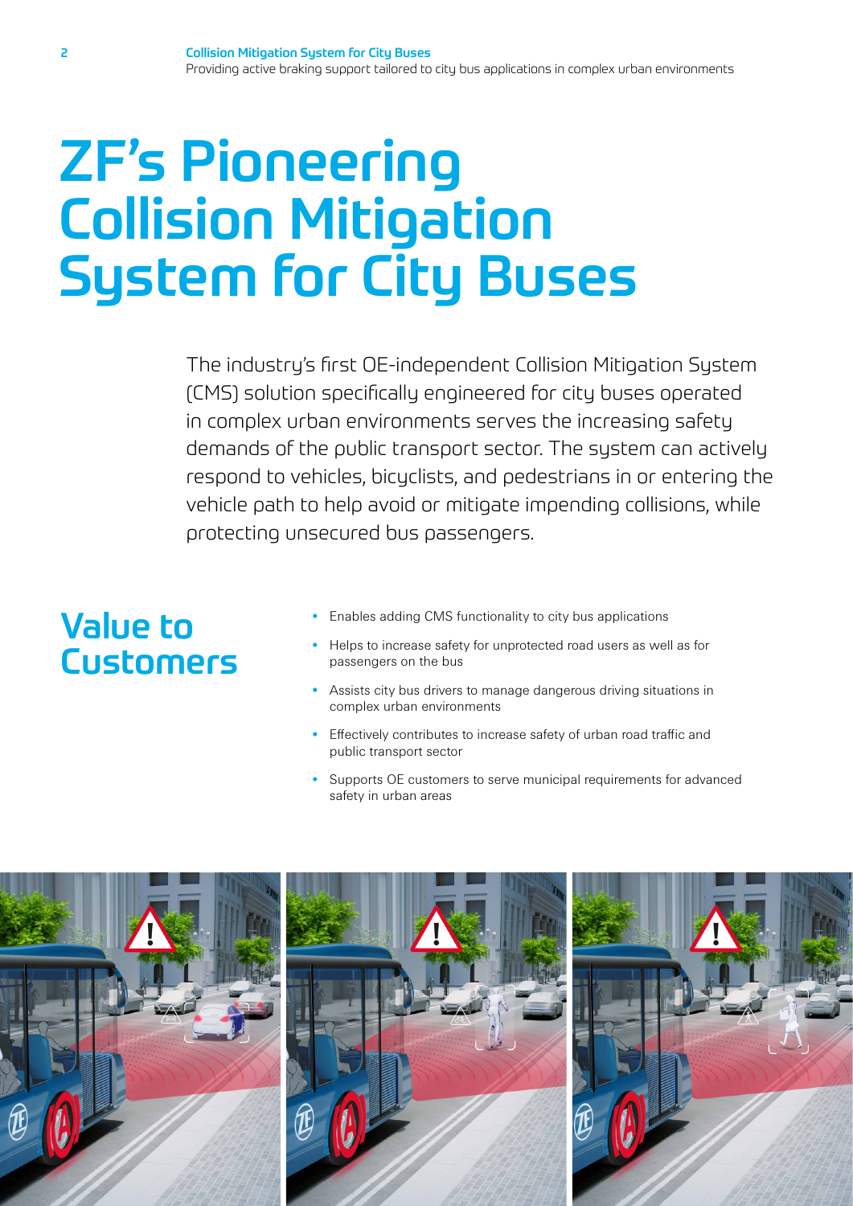# ZF's Pioneering Collision Mitigation System for City Buses

The industry's first OE-independent Collision Mitigation System (CMS) solution specifically engineered for city buses operated in complex urban environments serves the increasing safety demands of the public transport sector. The system can actively respond to vehicles, bicyclists, and pedestrians in or entering the vehicle path to help avoid or mitigate impending collisions, while protecting unsecured bus passengers.

## Value to Customers

- Enables adding CMS functionality to city bus applications
- Helps to increase safety for unprotected road users as well as for passengers on the bus
- Assists city bus drivers to manage dangerous driving situations in complex urban environments
- Effectively contributes to increase safety of urban road traffic and public transport sector
- Supports OE customers to serve municipal requirements for advanced safety in urban areas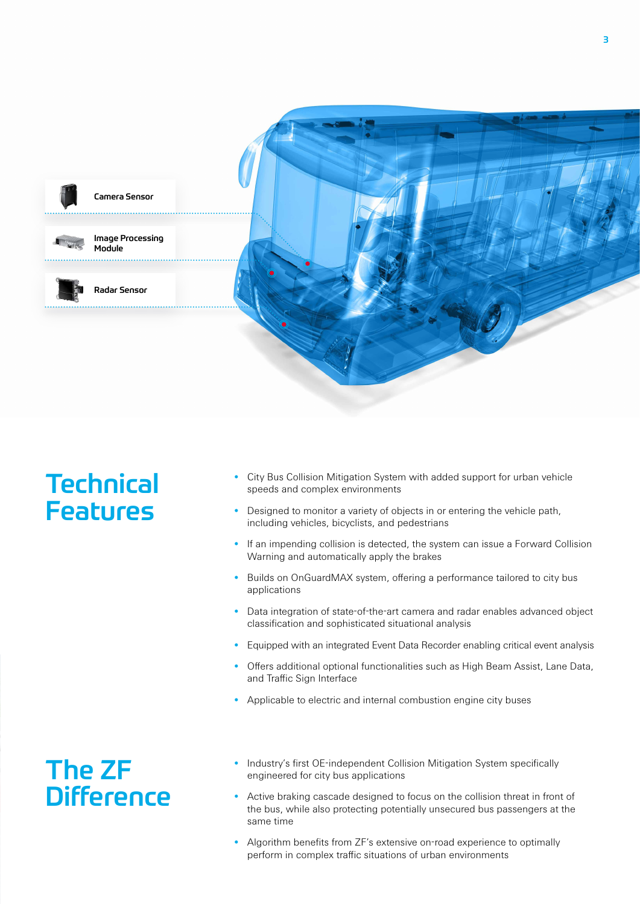Camera Sensor

Image Processing Module

Radar Sensor

## Technical Features

- City Bus Collision Mitigation System with added support for urban vehicle speeds and complex environments
- Designed to monitor a variety of objects in or entering the vehicle path, including vehicles, bicyclists, and pedestrians
- If an impending collision is detected, the system can issue a Forward Collision Warning and automatically apply the brakes
- Builds on OnGuardMAX system, offering a performance tailored to city bus applications
- Data integration of state-of-the-art camera and radar enables advanced object classification and sophisticated situational analysis
- Equipped with an integrated Event Data Recorder enabling critical event analysis
- Offers additional optional functionalities such as High Beam Assist, Lane Data, and Traffic Sign Interface
- Applicable to electric and internal combustion engine city buses

## The ZF Difference

- Industry's first OE-independent Collision Mitigation System specifically engineered for city bus applications
- Active braking cascade designed to focus on the collision threat in front of the bus, while also protecting potentially unsecured bus passengers at the same time
- Algorithm benefits from ZF's extensive on-road experience to optimally perform in complex traffic situations of urban environments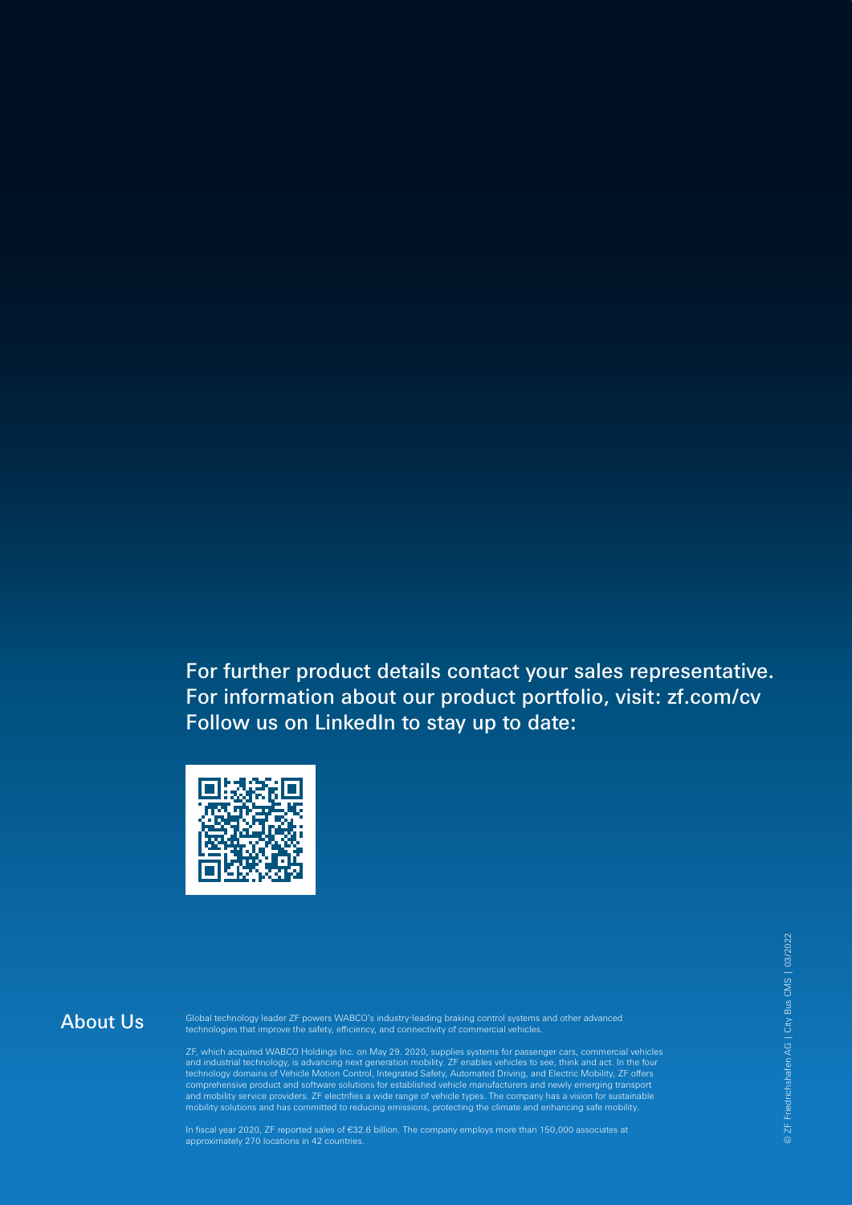For further product details contact your sales representative.
For information about our product portfolio, visit: zf.com/cv
Follow us on LinkedIn to stay up to date:

## About Us

Global technology leader ZF powers WABCO's industry-leading braking control systems and other advanced technologies that improve the safety, efficiency, and connectivity of commercial vehicles.

ZF, which acquired WABCO Holdings Inc. on May 29. 2020, supplies systems for passenger cars, commercial vehicles and industrial technology, is advancing next generation mobility. ZF enables vehicles to see, think and act. In the four technology domains of Vehicle Motion Control, Integrated Safety, Automated Driving, and Electric Mobility, ZF offers comprehensive product and software solutions for established vehicle manufacturers and newly emerging transport and mobility service providers. ZF electrifies a wide range of vehicle types. The company has a vision for sustainable mobility solutions and has committed to reducing emissions, protecting the climate and enhancing safe mobility.

In fiscal year 2020, ZF reported sales of €32.6 billion. The company employs more than 150,000 associates at approximately 270 locations in 42 countries.

© ZF Friedrichshafen AG | City Bus CMS | 03/2022